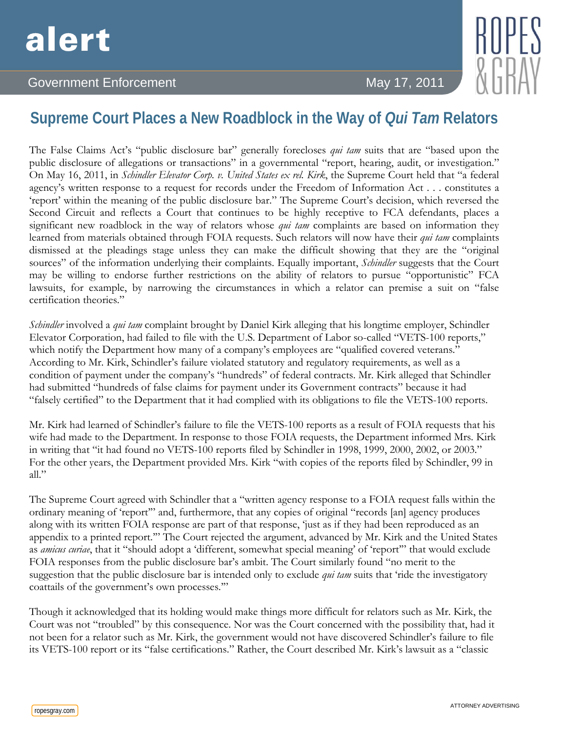alert

Government Enforcement

May 17, 2011

# Supreme Court Places a New Roadblock in the Way of *Qui Tam* Relators

The False Claims Act's "public disclosure bar" generally forecloses *qui tam* suits that are "based upon the public disclosure of allegations or transactions" in a governmental "report, hearing, audit, or investigation." On May 16, 2011, in *Schindler Elevator Corp. v. United States ex rel. Kirk*, the Supreme Court held that "a federal agency's written response to a request for records under the Freedom of Information Act . . . constitutes a 'report' within the meaning of the public disclosure bar." The Supreme Court's decision, which reversed the Second Circuit and reflects a Court that continues to be highly receptive to FCA defendants, places a significant new roadblock in the way of relators whose *qui tam* complaints are based on information they learned from materials obtained through FOIA requests. Such relators will now have their *qui tam* complaints dismissed at the pleadings stage unless they can make the difficult showing that they are the "original sources" of the information underlying their complaints. Equally important, *Schindler* suggests that the Court may be willing to endorse further restrictions on the ability of relators to pursue "opportunistic" FCA lawsuits, for example, by narrowing the circumstances in which a relator can premise a suit on "false certification theories."

*Schindler* involved a *qui tam* complaint brought by Daniel Kirk alleging that his longtime employer, Schindler Elevator Corporation, had failed to file with the U.S. Department of Labor so-called "VETS-100 reports," which notify the Department how many of a company's employees are "qualified covered veterans." According to Mr. Kirk, Schindler's failure violated statutory and regulatory requirements, as well as a condition of payment under the company's "hundreds" of federal contracts. Mr. Kirk alleged that Schindler had submitted "hundreds of false claims for payment under its Government contracts" because it had "falsely certified" to the Department that it had complied with its obligations to file the VETS-100 reports.

Mr. Kirk had learned of Schindler's failure to file the VETS-100 reports as a result of FOIA requests that his wife had made to the Department. In response to those FOIA requests, the Department informed Mrs. Kirk in writing that "it had found no VETS-100 reports filed by Schindler in 1998, 1999, 2000, 2002, or 2003." For the other years, the Department provided Mrs. Kirk "with copies of the reports filed by Schindler, 99 in all."

The Supreme Court agreed with Schindler that a "written agency response to a FOIA request falls within the ordinary meaning of 'report'" and, furthermore, that any copies of original "records [an] agency produces along with its written FOIA response are part of that response, 'just as if they had been reproduced as an appendix to a printed report.'" The Court rejected the argument, advanced by Mr. Kirk and the United States as *amicus curiae*, that it "should adopt a 'different, somewhat special meaning' of 'report'" that would exclude FOIA responses from the public disclosure bar's ambit. The Court similarly found "no merit to the suggestion that the public disclosure bar is intended only to exclude *qui tam* suits that 'ride the investigatory coattails of the government's own processes.'"

Though it acknowledged that its holding would make things more difficult for relators such as Mr. Kirk, the Court was not "troubled" by this consequence. Nor was the Court concerned with the possibility that, had it not been for a relator such as Mr. Kirk, the government would not have discovered Schindler's failure to file its VETS-100 report or its "false certifications." Rather, the Court described Mr. Kirk's lawsuit as a "classic

ATTORNEY ADVERTISING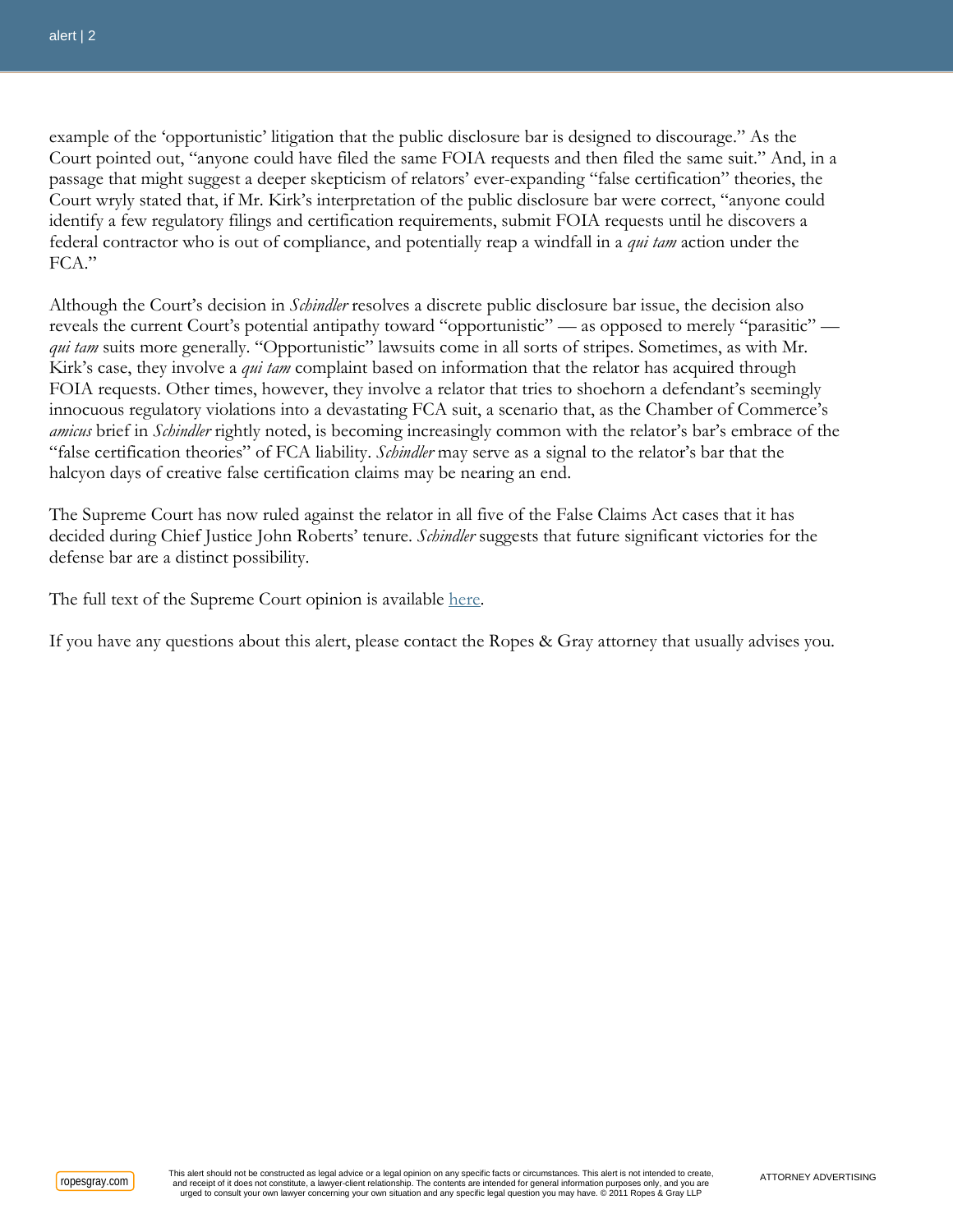example of the 'opportunistic' litigation that the public disclosure bar is designed to discourage." As the Court pointed out, "anyone could have filed the same FOIA requests and then filed the same suit." And, in a passage that might suggest a deeper skepticism of relators' ever-expanding "false certification" theories, the Court wryly stated that, if Mr. Kirk's interpretation of the public disclosure bar were correct, "anyone could identify a few regulatory filings and certification requirements, submit FOIA requests until he discovers a federal contractor who is out of compliance, and potentially reap a windfall in a *qui tam* action under the FCA."

Although the Court's decision in *Schindler* resolves a discrete public disclosure bar issue, the decision also reveals the current Court's potential antipathy toward "opportunistic" — as opposed to merely "parasitic" — *qui tam* suits more generally. "Opportunistic" lawsuits come in all sorts of stripes. Sometimes, as with Mr. Kirk's case, they involve a *qui tam* complaint based on information that the relator has acquired through FOIA requests. Other times, however, they involve a relator that tries to shoehorn a defendant's seemingly innocuous regulatory violations into a devastating FCA suit, a scenario that, as the Chamber of Commerce's *amicus* brief in *Schindler* rightly noted, is becoming increasingly common with the relator's bar's embrace of the "false certification theories" of FCA liability. *Schindler* may serve as a signal to the relator's bar that the halcyon days of creative false certification claims may be nearing an end.

The Supreme Court has now ruled against the relator in all five of the False Claims Act cases that it has decided during Chief Justice John Roberts' tenure. *Schindler* suggests that future significant victories for the defense bar are a distinct possibility.

The full text of the Supreme Court opinion is available here.

If you have any questions about this alert, please contact the Ropes & Gray attorney that usually advises you.

This alert should not be constructed as legal advice or a legal opinion on any specific facts or circumstances. This alert is not intended to create, and receipt of it does not constitute, a lawyer-client relationship. The contents are intended for general information purposes only, and you are urged to consult your own lawyer concerning your own situation and any specific legal question you may have. © 2011 Ropes & Gray LLP

ATTORNEY ADVERTISING